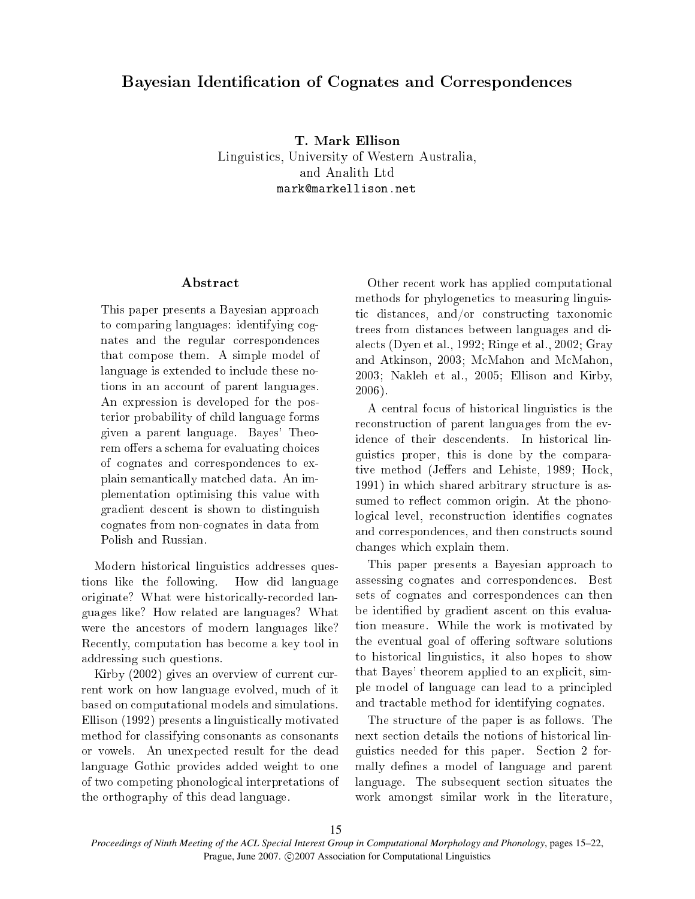# Bayesian Identification of Cognates and Correspondences

**T. Mark Ellison**
Linguistics, University of Western Australia,
and Analith Ltd
mark@markellison.net

## Abstract

This paper presents a Bayesian approach to comparing languages: identifying cognates and the regular correspondences that compose them. A simple model of language is extended to include these notions in an account of parent languages. An expression is developed for the posterior probability of child language forms given a parent language. Bayes' Theorem offers a schema for evaluating choices of cognates and correspondences to explain semantically matched data. An implementation optimising this value with gradient descent is shown to distinguish cognates from non-cognates in data from Polish and Russian.

Modern historical linguistics addresses questions like the following. How did language originate? What were historically-recorded languages like? How related are languages? What were the ancestors of modern languages like? Recently, computation has become a key tool in addressing such questions.

Kirby (2002) gives an overview of current current work on how language evolved, much of it based on computational models and simulations. Ellison (1992) presents a linguistically motivated method for classifying consonants as consonants or vowels. An unexpected result for the dead language Gothic provides added weight to one of two competing phonological interpretations of the orthography of this dead language.

Other recent work has applied computational methods for phylogenetics to measuring linguistic distances, and/or constructing taxonomic trees from distances between languages and dialects (Dyen et al., 1992; Ringe et al., 2002; Gray and Atkinson, 2003; McMahon and McMahon, 2003; Nakleh et al., 2005; Ellison and Kirby, 2006).

A central focus of historical linguistics is the reconstruction of parent languages from the evidence of their descendents. In historical linguistics proper, this is done by the comparative method (Jeffers and Lehiste, 1989; Hock, 1991) in which shared arbitrary structure is assumed to reflect common origin. At the phonological level, reconstruction identifies cognates and correspondences, and then constructs sound changes which explain them.

This paper presents a Bayesian approach to assessing cognates and correspondences. Best sets of cognates and correspondences can then be identified by gradient ascent on this evaluation measure. While the work is motivated by the eventual goal of offering software solutions to historical linguistics, it also hopes to show that Bayes' theorem applied to an explicit, simple model of language can lead to a principled and tractable method for identifying cognates.

The structure of the paper is as follows. The next section details the notions of historical linguistics needed for this paper. Section 2 formally defines a model of language and parent language. The subsequent section situates the work amongst similar work in the literature,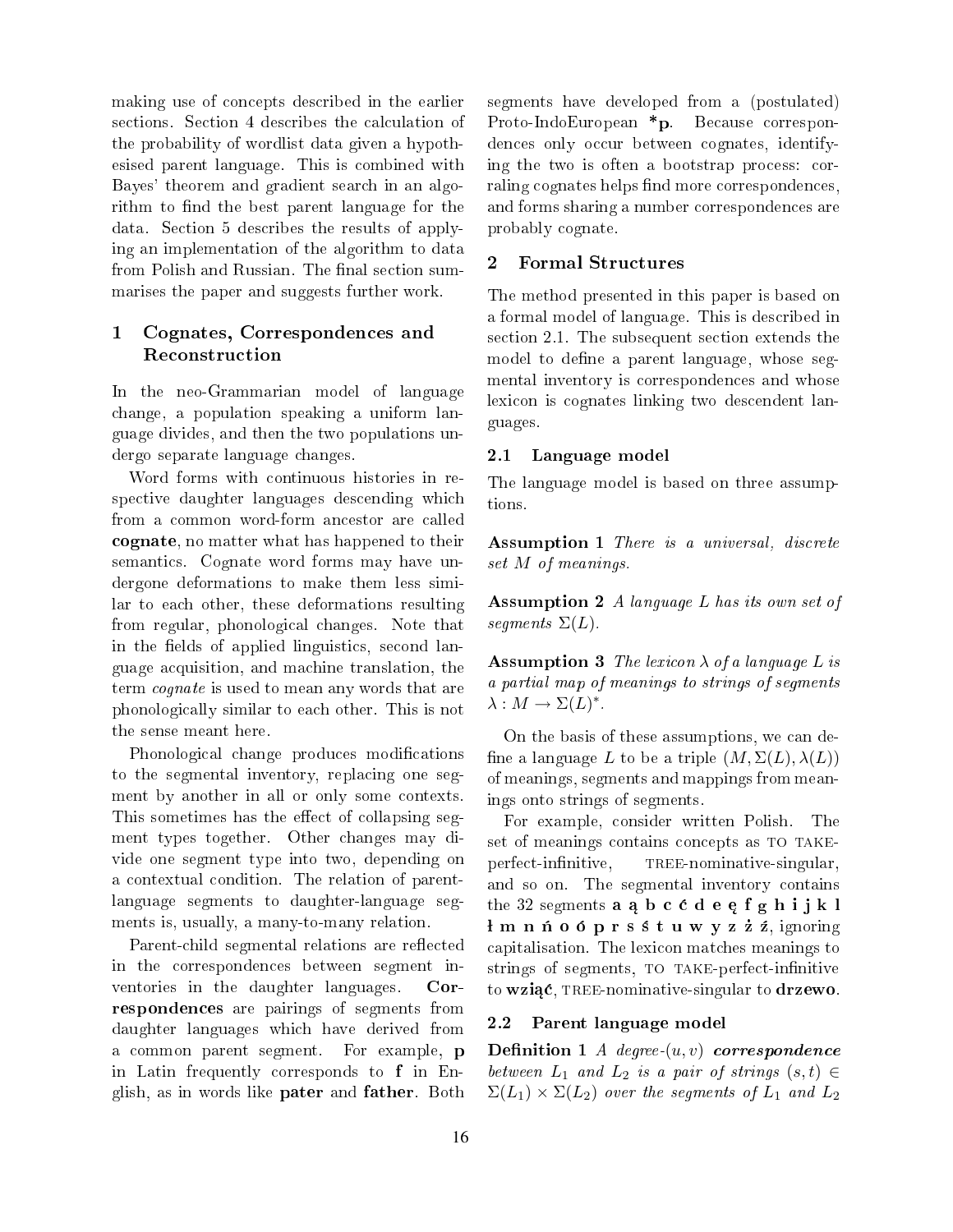making use of concepts described in the earlier sections. Section 4 describes the calculation of the probability of wordlist data given a hypothesised parent language. This is combined with Bayes' theorem and gradient search in an algorithm to find the best parent language for the data. Section 5 describes the results of applying an implementation of the algorithm to data from Polish and Russian. The final section summarises the paper and suggests further work.

## 1 Cognates, Correspondences and Reconstruction

In the neo-Grammarian model of language change, a population speaking a uniform language divides, and then the two populations undergo separate language changes.

Word forms with continuous histories in respective daughter languages descending which from a common word-form ancestor are called **cognate**, no matter what has happened to their semantics. Cognate word forms may have undergone deformations to make them less similar to each other, these deformations resulting from regular, phonological changes. Note that in the fields of applied linguistics, second language acquisition, and machine translation, the term *cognate* is used to mean any words that are phonologically similar to each other. This is not the sense meant here.

Phonological change produces modifications to the segmental inventory, replacing one segment by another in all or only some contexts. This sometimes has the effect of collapsing segment types together. Other changes may divide one segment type into two, depending on a contextual condition. The relation of parent-language segments to daughter-language segments is, usually, a many-to-many relation.

Parent-child segmental relations are reflected in the correspondences between segment inventories in the daughter languages. **Correspondences** are pairings of segments from daughter languages which have derived from a common parent segment. For example, **p** in Latin frequently corresponds to **f** in English, as in words like **pater** and **father**. Both segments have developed from a (postulated) Proto-IndoEuropean ***p**. Because correspondences only occur between cognates, identifying the two is often a bootstrap process: corraling cognates helps find more correspondences, and forms sharing a number correspondences are probably cognate.

## 2 Formal Structures

The method presented in this paper is based on a formal model of language. This is described in section 2.1. The subsequent section extends the model to define a parent language, whose segmental inventory is correspondences and whose lexicon is cognates linking two descendent languages.

### 2.1 Language model

The language model is based on three assumptions.

**Assumption 1** *There is a universal, discrete set $M$ of meanings.*

**Assumption 2** *A language $L$ has its own set of segments $\Sigma(L)$.*

**Assumption 3** *The lexicon $\lambda$ of a language $L$ is a partial map of meanings to strings of segments $\lambda : M \to \Sigma(L)^*$.*

On the basis of these assumptions, we can define a language $L$ to be a triple $(M, \Sigma(L), \lambda(L))$ of meanings, segments and mappings from meanings onto strings of segments.

For example, consider written Polish. The set of meanings contains concepts as TO TAKE-perfect-infinitive, TREE-nominative-singular, and so on. The segmental inventory contains the 32 segments **a ą b c ć d e ę f g h i j k l ł m n ń o ó p r s ś t u w y z ż ź**, ignoring capitalisation. The lexicon matches meanings to strings of segments, TO TAKE-perfect-infinitive to **wziąć**, TREE-nominative-singular to **drzewo**.

### 2.2 Parent language model

**Definition 1** *A degree-$(u, v)$ **correspondence** between $L_1$ and $L_2$ is a pair of strings $(s, t) \in \Sigma(L_1) \times \Sigma(L_2)$ over the segments of $L_1$ and $L_2$*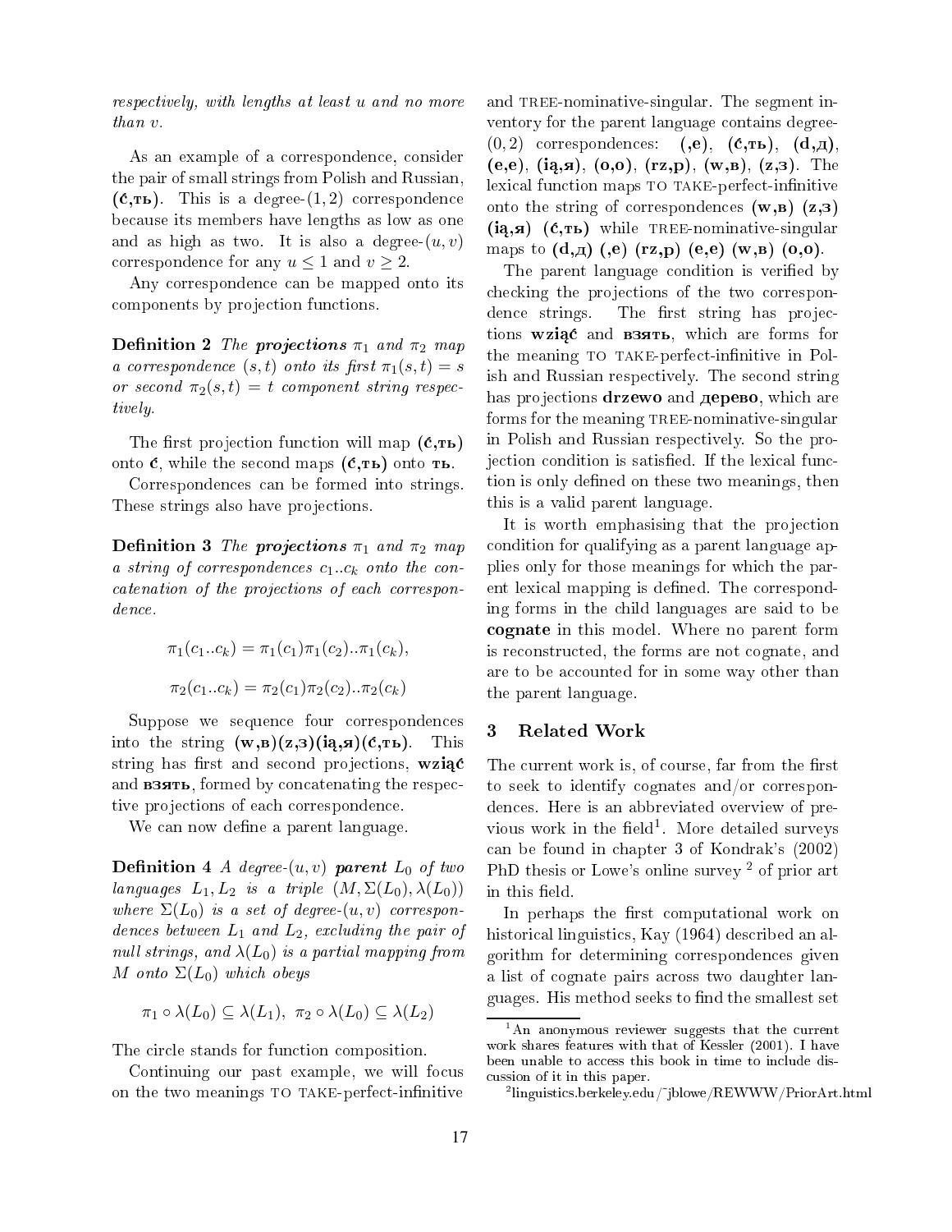*respectively, with lengths at least u and no more than v.*

As an example of a correspondence, consider the pair of small strings from Polish and Russian, **(ć,ть)**. This is a degree-$(1, 2)$ correspondence because its members have lengths as low as one and as high as two. It is also a degree-$(u, v)$ correspondence for any $u \leq 1$ and $v \geq 2$.

Any correspondence can be mapped onto its components by projection functions.

**Definition 2** *The **projections** $\pi_1$ and $\pi_2$ map a correspondence $(s, t)$ onto its first $\pi_1(s, t) = s$ or second $\pi_2(s, t) = t$ component string respectively.*

The first projection function will map **(ć,ть)** onto **ć**, while the second maps **(ć,ть)** onto **ть**.

Correspondences can be formed into strings. These strings also have projections.

**Definition 3** *The **projections** $\pi_1$ and $\pi_2$ map a string of correspondences $c_1..c_k$ onto the concatenation of the projections of each correspondence.*

$$\pi_1(c_1..c_k) = \pi_1(c_1)\pi_1(c_2)..\pi_1(c_k),$$

$$\pi_2(c_1..c_k) = \pi_2(c_1)\pi_2(c_2)..\pi_2(c_k)$$

Suppose we sequence four correspondences into the string **(w,в)(z,з)(ią,я)(ć,ть)**. This string has first and second projections, **wziąć** and **взять**, formed by concatenating the respective projections of each correspondence.

We can now define a parent language.

**Definition 4** *A degree-$(u, v)$ **parent** $L_0$ of two languages $L_1, L_2$ is a triple $(M, \Sigma(L_0), \lambda(L_0))$ where $\Sigma(L_0)$ is a set of degree-$(u, v)$ correspondences between $L_1$ and $L_2$, excluding the pair of null strings, and $\lambda(L_0)$ is a partial mapping from $M$ onto $\Sigma(L_0)$ which obeys*

$$\pi_1 \circ \lambda(L_0) \subseteq \lambda(L_1),\ \pi_2 \circ \lambda(L_0) \subseteq \lambda(L_2)$$

The circle stands for function composition.

Continuing our past example, we will focus on the two meanings TO TAKE-perfect-infinitive and TREE-nominative-singular. The segment inventory for the parent language contains degree-$(0, 2)$ correspondences: **(,e)**, **(ć,ть)**, **(d,д)**, **(e,е)**, **(ią,я)**, **(o,о)**, **(rz,р)**, **(w,в)**, **(z,з)**. The lexical function maps TO TAKE-perfect-infinitive onto the string of correspondences **(w,в) (z,з) (ią,я) (ć,ть)** while TREE-nominative-singular maps to **(d,д) (,е) (rz,р) (e,е) (w,в) (o,о)**.

The parent language condition is verified by checking the projections of the two correspondence strings. The first string has projections **wziąć** and **взять**, which are forms for the meaning TO TAKE-perfect-infinitive in Polish and Russian respectively. The second string has projections **drzewo** and **дерево**, which are forms for the meaning TREE-nominative-singular in Polish and Russian respectively. So the projection condition is satisfied. If the lexical function is only defined on these two meanings, then this is a valid parent language.

It is worth emphasising that the projection condition for qualifying as a parent language applies only for those meanings for which the parent lexical mapping is defined. The corresponding forms in the child languages are said to be **cognate** in this model. Where no parent form is reconstructed, the forms are not cognate, and are to be accounted for in some way other than the parent language.

## 3 Related Work

The current work is, of course, far from the first to seek to identify cognates and/or correspondences. Here is an abbreviated overview of previous work in the field[1]. More detailed surveys can be found in chapter 3 of Kondrak's (2002) PhD thesis or Lowe's online survey [2] of prior art in this field.

In perhaps the first computational work on historical linguistics, Kay (1964) described an algorithm for determining correspondences given a list of cognate pairs across two daughter languages. His method seeks to find the smallest set

[1] An anonymous reviewer suggests that the current work shares features with that of Kessler (2001). I have been unable to access this book in time to include discussion of it in this paper.

[2] linguistics.berkeley.edu/~jblowe/REWWW/PriorArt.html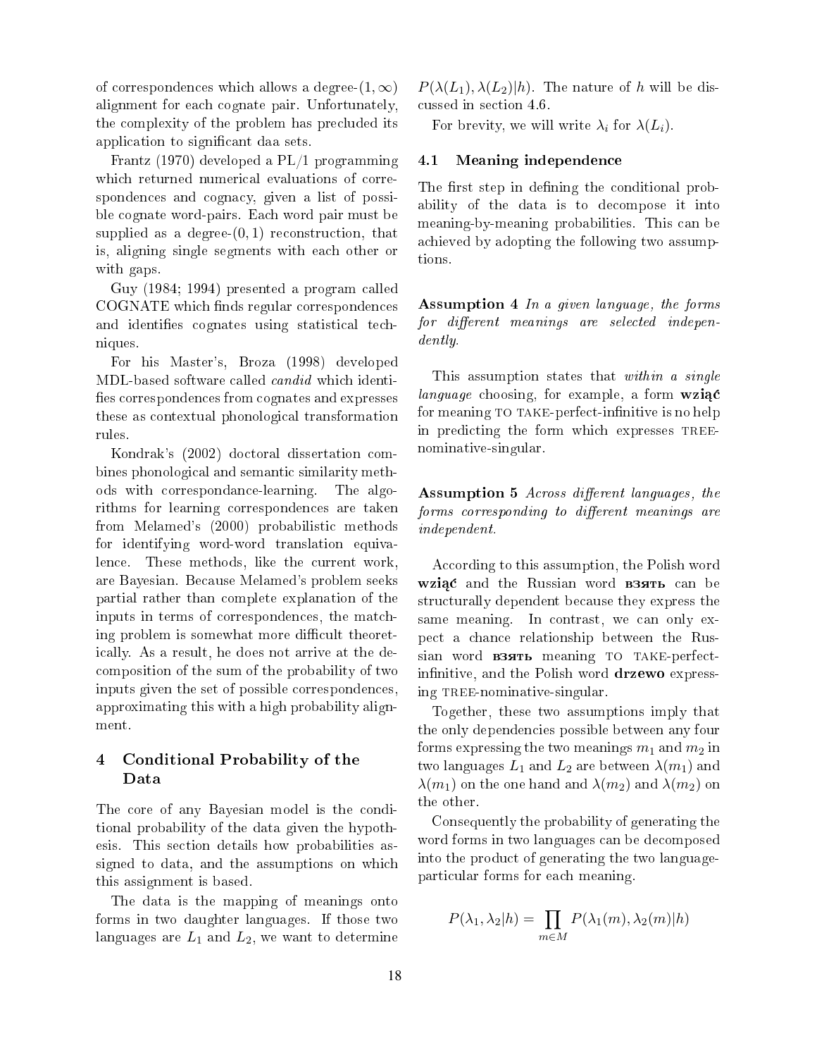of correspondences which allows a degree-$(1, \infty)$ alignment for each cognate pair. Unfortunately, the complexity of the problem has precluded its application to significant daa sets.

Frantz (1970) developed a PL/1 programming which returned numerical evaluations of correspondences and cognacy, given a list of possible cognate word-pairs. Each word pair must be supplied as a degree-$(0, 1)$ reconstruction, that is, aligning single segments with each other or with gaps.

Guy (1984; 1994) presented a program called COGNATE which finds regular correspondences and identifies cognates using statistical techniques.

For his Master's, Broza (1998) developed MDL-based software called *candid* which identifies correspondences from cognates and expresses these as contextual phonological transformation rules.

Kondrak's (2002) doctoral dissertation combines phonological and semantic similarity methods with correspondance-learning. The algorithms for learning correspondences are taken from Melamed's (2000) probabilistic methods for identifying word-word translation equivalence. These methods, like the current work, are Bayesian. Because Melamed's problem seeks partial rather than complete explanation of the inputs in terms of correspondences, the matching problem is somewhat more difficult theoretically. As a result, he does not arrive at the decomposition of the sum of the probability of two inputs given the set of possible correspondences, approximating this with a high probability alignment.

## 4 Conditional Probability of the Data

The core of any Bayesian model is the conditional probability of the data given the hypothesis. This section details how probabilities assigned to data, and the assumptions on which this assignment is based.

The data is the mapping of meanings onto forms in two daughter languages. If those two languages are $L_1$ and $L_2$, we want to determine $P(\lambda(L_1), \lambda(L_2)|h)$. The nature of $h$ will be discussed in section 4.6.

For brevity, we will write $\lambda_i$ for $\lambda(L_i)$.

### 4.1 Meaning independence

The first step in defining the conditional probability of the data is to decompose it into meaning-by-meaning probabilities. This can be achieved by adopting the following two assumptions.

**Assumption 4** *In a given language, the forms for different meanings are selected independently.*

This assumption states that *within a single language* choosing, for example, a form **wziąć** for meaning TO TAKE-perfect-infinitive is no help in predicting the form which expresses TREE-nominative-singular.

**Assumption 5** *Across different languages, the forms corresponding to different meanings are independent.*

According to this assumption, the Polish word **wziąć** and the Russian word **взять** can be structurally dependent because they express the same meaning. In contrast, we can only expect a chance relationship between the Russian word **взять** meaning TO TAKE-perfect-infinitive, and the Polish word **drzewo** expressing TREE-nominative-singular.

Together, these two assumptions imply that the only dependencies possible between any four forms expressing the two meanings $m_1$ and $m_2$ in two languages $L_1$ and $L_2$ are between $\lambda(m_1)$ and $\lambda(m_1)$ on the one hand and $\lambda(m_2)$ and $\lambda(m_2)$ on the other.

Consequently the probability of generating the word forms in two languages can be decomposed into the product of generating the two language-particular forms for each meaning.

$$P(\lambda_1, \lambda_2|h) = \prod_{m \in M} P(\lambda_1(m), \lambda_2(m)|h)$$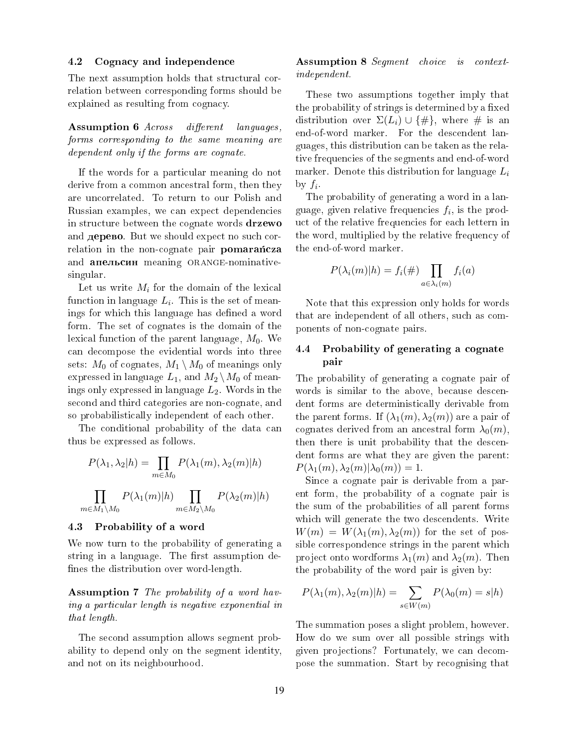### 4.2 Cognacy and independence

The next assumption holds that structural correlation between corresponding forms should be explained as resulting from cognacy.

**Assumption 6** *Across different languages, forms corresponding to the same meaning are dependent only if the forms are cognate.*

If the words for a particular meaning do not derive from a common ancestral form, then they are uncorrelated. To return to our Polish and Russian examples, we can expect dependencies in structure between the cognate words **drzewo** and **дерево**. But we should expect no such correlation in the non-cognate pair **pomarańcza** and **апельсин** meaning ORANGE-nominative-singular.

Let us write $M_i$ for the domain of the lexical function in language $L_i$. This is the set of meanings for which this language has defined a word form. The set of cognates is the domain of the lexical function of the parent language, $M_0$. We can decompose the evidential words into three sets: $M_0$ of cognates, $M_1 \setminus M_0$ of meanings only expressed in language $L_1$, and $M_2 \setminus M_0$ of meanings only expressed in language $L_2$. Words in the second and third categories are non-cognate, and so probabilistically independent of each other.

The conditional probability of the data can thus be expressed as follows.

$$P(\lambda_1, \lambda_2|h) = \prod_{m \in M_0} P(\lambda_1(m), \lambda_2(m)|h)$$

$$\prod_{m \in M_1 \setminus M_0} P(\lambda_1(m)|h) \prod_{m \in M_2 \setminus M_0} P(\lambda_2(m)|h)$$

### 4.3 Probability of a word

We now turn to the probability of generating a string in a language. The first assumption defines the distribution over word-length.

**Assumption 7** *The probability of a word having a particular length is negative exponential in that length.*

The second assumption allows segment probability to depend only on the segment identity, and not on its neighbourhood.

**Assumption 8** *Segment choice is context-independent.*

These two assumptions together imply that the probability of strings is determined by a fixed distribution over $\Sigma(L_i) \cup \{\#\}$, where # is an end-of-word marker. For the descendent languages, this distribution can be taken as the relative frequencies of the segments and end-of-word marker. Denote this distribution for language $L_i$ by $f_i$.

The probability of generating a word in a language, given relative frequencies $f_i$, is the product of the relative frequencies for each lettern in the word, multiplied by the relative frequency of the end-of-word marker.

$$P(\lambda_i(m)|h) = f_i(\#) \prod_{a \in \lambda_i(m)} f_i(a)$$

Note that this expression only holds for words that are independent of all others, such as components of non-cognate pairs.

### 4.4 Probability of generating a cognate pair

The probability of generating a cognate pair of words is similar to the above, because descendent forms are deterministically derivable from the parent forms. If $(\lambda_1(m), \lambda_2(m))$ are a pair of cognates derived from an ancestral form $\lambda_0(m)$, then there is unit probability that the descendent forms are what they are given the parent: $P(\lambda_1(m), \lambda_2(m)|\lambda_0(m)) = 1$.

Since a cognate pair is derivable from a parent form, the probability of a cognate pair is the sum of the probabilities of all parent forms which will generate the two descendents. Write $W(m) = W(\lambda_1(m), \lambda_2(m))$ for the set of possible correspondence strings in the parent which project onto wordforms $\lambda_1(m)$ and $\lambda_2(m)$. Then the probability of the word pair is given by:

$$P(\lambda_1(m), \lambda_2(m)|h) = \sum_{s \in W(m)} P(\lambda_0(m) = s|h)$$

The summation poses a slight problem, however. How do we sum over all possible strings with given projections? Fortunately, we can decompose the summation. Start by recognising that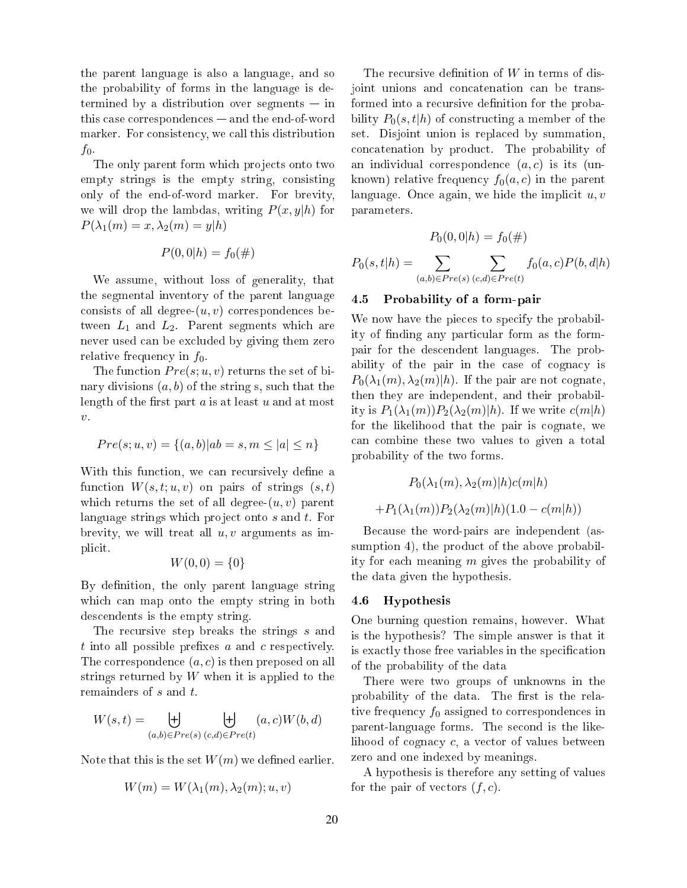the parent language is also a language, and so the probability of forms in the language is determined by a distribution over segments — in this case correspondences — and the end-of-word marker. For consistency, we call this distribution $f_0$.

The only parent form which projects onto two empty strings is the empty string, consisting only of the end-of-word marker. For brevity, we will drop the lambdas, writing $P(x, y|h)$ for $P(\lambda_1(m) = x, \lambda_2(m) = y|h)$

$$P(0, 0|h) = f_0(\#)$$

We assume, without loss of generality, that the segmental inventory of the parent language consists of all degree-$(u, v)$ correspondences between $L_1$ and $L_2$. Parent segments which are never used can be excluded by giving them zero relative frequency in $f_0$.

The function $Pre(s; u, v)$ returns the set of binary divisions $(a, b)$ of the string s, such that the length of the first part $a$ is at least $u$ and at most $v$.

$$Pre(s; u, v) = \{(a, b) | ab = s, m \leq |a| \leq n\}$$

With this function, we can recursively define a function $W(s, t; u, v)$ on pairs of strings $(s, t)$ which returns the set of all degree-$(u, v)$ parent language strings which project onto $s$ and $t$. For brevity, we will treat all $u, v$ arguments as implicit.

$$W(0, 0) = \{0\}$$

By definition, the only parent language string which can map onto the empty string in both descendents is the empty string.

The recursive step breaks the strings $s$ and $t$ into all possible prefixes $a$ and $c$ respectively. The correspondence $(a, c)$ is then preposed on all strings returned by $W$ when it is applied to the remainders of $s$ and $t$.

$$W(s, t) = \biguplus_{(a,b) \in Pre(s)} \biguplus_{(c,d) \in Pre(t)} (a, c) W(b, d)$$

Note that this is the set $W(m)$ we defined earlier.

$$W(m) = W(\lambda_1(m), \lambda_2(m); u, v)$$

The recursive definition of $W$ in terms of disjoint unions and concatenation can be transformed into a recursive definition for the probability $P_0(s, t|h)$ of constructing a member of the set. Disjoint union is replaced by summation, concatenation by product. The probability of an individual correspondence $(a, c)$ is its (unknown) relative frequency $f_0(a, c)$ in the parent language. Once again, we hide the implicit $u, v$ parameters.

$$P_0(0, 0|h) = f_0(\#)$$

$$P_0(s, t|h) = \sum_{(a,b) \in Pre(s)} \sum_{(c,d) \in Pre(t)} f_0(a, c) P(b, d|h)$$

### 4.5 Probability of a form-pair

We now have the pieces to specify the probability of finding any particular form as the form-pair for the descendent languages. The probability of the pair in the case of cognacy is $P_0(\lambda_1(m), \lambda_2(m)|h)$. If the pair are not cognate, then they are independent, and their probability is $P_1(\lambda_1(m)) P_2(\lambda_2(m)|h)$. If we write $c(m|h)$ for the likelihood that the pair is cognate, we can combine these two values to given a total probability of the two forms.

$$P_0(\lambda_1(m), \lambda_2(m)|h) c(m|h)$$

$$+ P_1(\lambda_1(m)) P_2(\lambda_2(m)|h)(1.0 - c(m|h))$$

Because the word-pairs are independent (assumption 4), the product of the above probability for each meaning $m$ gives the probability of the data given the hypothesis.

### 4.6 Hypothesis

One burning question remains, however. What is the hypothesis? The simple answer is that it is exactly those free variables in the specification of the probability of the data

There were two groups of unknowns in the probability of the data. The first is the relative frequency $f_0$ assigned to correspondences in parent-language forms. The second is the likelihood of cognacy $c$, a vector of values between zero and one indexed by meanings.

A hypothesis is therefore any setting of values for the pair of vectors $(f, c)$.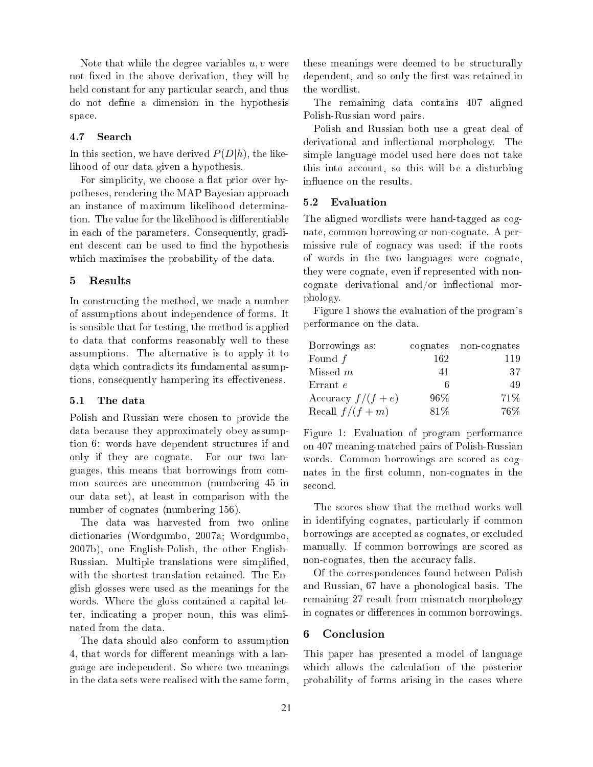Note that while the degree variables $u, v$ were not fixed in the above derivation, they will be held constant for any particular search, and thus do not define a dimension in the hypothesis space.

### 4.7 Search

In this section, we have derived $P(D|h)$, the likelihood of our data given a hypothesis.

For simplicity, we choose a flat prior over hypotheses, rendering the MAP Bayesian approach an instance of maximum likelihood determination. The value for the likelihood is differentiable in each of the parameters. Consequently, gradient descent can be used to find the hypothesis which maximises the probability of the data.

## 5 Results

In constructing the method, we made a number of assumptions about independence of forms. It is sensible that for testing, the method is applied to data that conforms reasonably well to these assumptions. The alternative is to apply it to data which contradicts its fundamental assumptions, consequently hampering its effectiveness.

### 5.1 The data

Polish and Russian were chosen to provide the data because they approximately obey assumption 6: words have dependent structures if and only if they are cognate. For our two languages, this means that borrowings from common sources are uncommon (numbering 45 in our data set), at least in comparison with the number of cognates (numbering 156).

The data was harvested from two online dictionaries (Wordgumbo, 2007a; Wordgumbo, 2007b), one English-Polish, the other English-Russian. Multiple translations were simplified, with the shortest translation retained. The English glosses were used as the meanings for the words. Where the gloss contained a capital letter, indicating a proper noun, this was eliminated from the data.

The data should also conform to assumption 4, that words for different meanings with a language are independent. So where two meanings in the data sets were realised with the same form, these meanings were deemed to be structurally dependent, and so only the first was retained in the wordlist.

The remaining data contains 407 aligned Polish-Russian word pairs.

Polish and Russian both use a great deal of derivational and inflectional morphology. The simple language model used here does not take this into account, so this will be a disturbing influence on the results.

### 5.2 Evaluation

The aligned wordlists were hand-tagged as cognate, common borrowing or non-cognate. A permissive rule of cognacy was used: if the roots of words in the two languages were cognate, they were cognate, even if represented with non-cognate derivational and/or inflectional morphology.

Figure 1 shows the evaluation of the program's performance on the data.

| Borrowings as: | cognates | non-cognates |
|---|---|---|
| Found $f$ | 162 | 119 |
| Missed $m$ | 41 | 37 |
| Errant $e$ | 6 | 49 |
| Accuracy $f/(f+e)$ | 96% | 71% |
| Recall $f/(f+m)$ | 81% | 76% |

Figure 1: Evaluation of program performance on 407 meaning-matched pairs of Polish-Russian words. Common borrowings are scored as cognates in the first column, non-cognates in the second.

The scores show that the method works well in identifying cognates, particularly if common borrowings are accepted as cognates, or excluded manually. If common borrowings are scored as non-cognates, then the accuracy falls.

Of the correspondences found between Polish and Russian, 67 have a phonological basis. The remaining 27 result from mismatch morphology in cognates or differences in common borrowings.

## 6 Conclusion

This paper has presented a model of language which allows the calculation of the posterior probability of forms arising in the cases where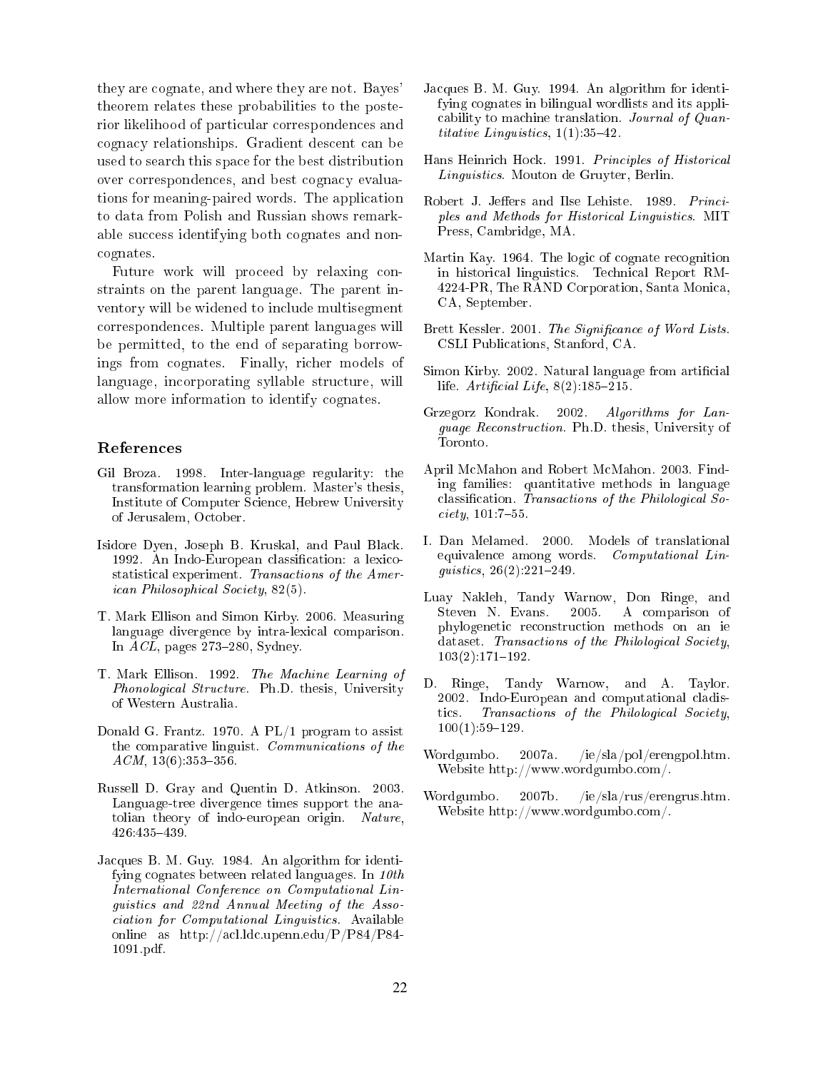they are cognate, and where they are not. Bayes' theorem relates these probabilities to the posterior likelihood of particular correspondences and cognacy relationships. Gradient descent can be used to search this space for the best distribution over correspondences, and best cognacy evaluations for meaning-paired words. The application to data from Polish and Russian shows remarkable success identifying both cognates and non-cognates.

Future work will proceed by relaxing constraints on the parent language. The parent inventory will be widened to include multisegment correspondences. Multiple parent languages will be permitted, to the end of separating borrowings from cognates. Finally, richer models of language, incorporating syllable structure, will allow more information to identify cognates.

## References

Gil Broza. 1998. Inter-language regularity: the transformation learning problem. Master's thesis, Institute of Computer Science, Hebrew University of Jerusalem, October.

Isidore Dyen, Joseph B. Kruskal, and Paul Black. 1992. An Indo-European classification: a lexicostatistical experiment. *Transactions of the American Philosophical Society*, 82(5).

T. Mark Ellison and Simon Kirby. 2006. Measuring language divergence by intra-lexical comparison. In *ACL*, pages 273–280, Sydney.

T. Mark Ellison. 1992. *The Machine Learning of Phonological Structure*. Ph.D. thesis, University of Western Australia.

Donald G. Frantz. 1970. A PL/1 program to assist the comparative linguist. *Communications of the ACM*, 13(6):353–356.

Russell D. Gray and Quentin D. Atkinson. 2003. Language-tree divergence times support the anatolian theory of indo-european origin. *Nature*, 426:435–439.

Jacques B. M. Guy. 1984. An algorithm for identifying cognates between related languages. In *10th International Conference on Computational Linguistics and 22nd Annual Meeting of the Association for Computational Linguistics*. Available online as http://acl.ldc.upenn.edu/P/P84/P84-1091.pdf.

Jacques B. M. Guy. 1994. An algorithm for identifying cognates in bilingual wordlists and its applicability to machine translation. *Journal of Quantitative Linguistics*, 1(1):35–42.

Hans Heinrich Hock. 1991. *Principles of Historical Linguistics*. Mouton de Gruyter, Berlin.

Robert J. Jeffers and Ilse Lehiste. 1989. *Principles and Methods for Historical Linguistics*. MIT Press, Cambridge, MA.

Martin Kay. 1964. The logic of cognate recognition in historical linguistics. Technical Report RM-4224-PR, The RAND Corporation, Santa Monica, CA, September.

Brett Kessler. 2001. *The Significance of Word Lists*. CSLI Publications, Stanford, CA.

Simon Kirby. 2002. Natural language from artificial life. *Artificial Life*, 8(2):185–215.

Grzegorz Kondrak. 2002. *Algorithms for Language Reconstruction*. Ph.D. thesis, University of Toronto.

April McMahon and Robert McMahon. 2003. Finding families: quantitative methods in language classification. *Transactions of the Philological Society*, 101:7–55.

I. Dan Melamed. 2000. Models of translational equivalence among words. *Computational Linguistics*, 26(2):221–249.

Luay Nakleh, Tandy Warnow, Don Ringe, and Steven N. Evans. 2005. A comparison of phylogenetic reconstruction methods on an ie dataset. *Transactions of the Philological Society*, 103(2):171–192.

D. Ringe, Tandy Warnow, and A. Taylor. 2002. Indo-European and computational cladistics. *Transactions of the Philological Society*, 100(1):59–129.

Wordgumbo. 2007a. /ie/sla/pol/erengpol.htm. Website http://www.wordgumbo.com/.

Wordgumbo. 2007b. /ie/sla/rus/erengrus.htm. Website http://www.wordgumbo.com/.